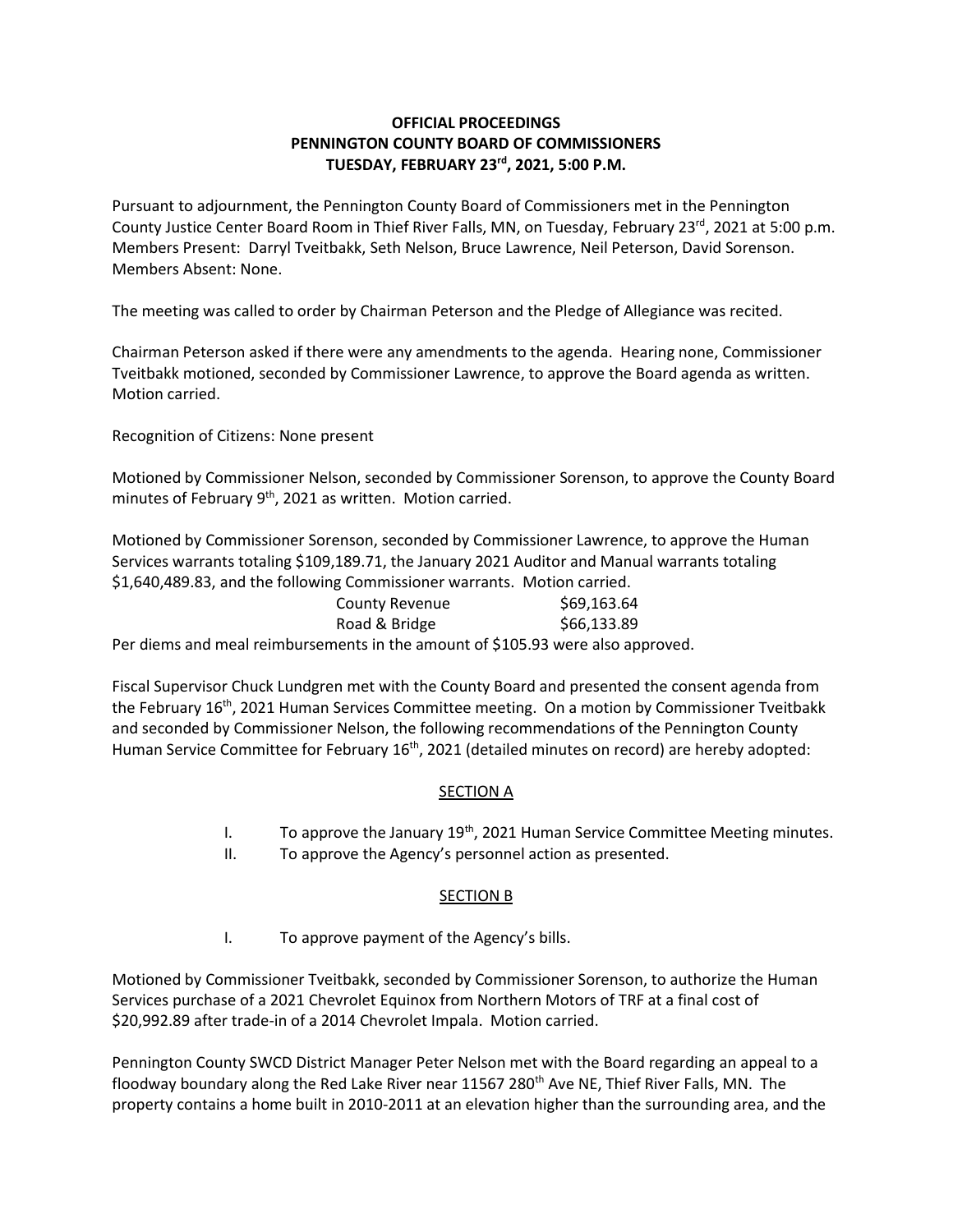**OFFICIAL PROCEEDINGS**
**PENNINGTON COUNTY BOARD OF COMMISSIONERS**
**TUESDAY, FEBRUARY 23rd, 2021, 5:00 P.M.**

Pursuant to adjournment, the Pennington County Board of Commissioners met in the Pennington County Justice Center Board Room in Thief River Falls, MN, on Tuesday, February 23rd, 2021 at 5:00 p.m. Members Present: Darryl Tveitbakk, Seth Nelson, Bruce Lawrence, Neil Peterson, David Sorenson. Members Absent: None.

The meeting was called to order by Chairman Peterson and the Pledge of Allegiance was recited.

Chairman Peterson asked if there were any amendments to the agenda. Hearing none, Commissioner Tveitbakk motioned, seconded by Commissioner Lawrence, to approve the Board agenda as written. Motion carried.

Recognition of Citizens: None present

Motioned by Commissioner Nelson, seconded by Commissioner Sorenson, to approve the County Board minutes of February 9th, 2021 as written. Motion carried.

Motioned by Commissioner Sorenson, seconded by Commissioner Lawrence, to approve the Human Services warrants totaling $109,189.71, the January 2021 Auditor and Manual warrants totaling $1,640,489.83, and the following Commissioner warrants. Motion carried.

| | |
|---|---|
| County Revenue | $69,163.64 |
| Road & Bridge | $66,133.89 |

Per diems and meal reimbursements in the amount of $105.93 were also approved.

Fiscal Supervisor Chuck Lundgren met with the County Board and presented the consent agenda from the February 16th, 2021 Human Services Committee meeting. On a motion by Commissioner Tveitbakk and seconded by Commissioner Nelson, the following recommendations of the Pennington County Human Service Committee for February 16th, 2021 (detailed minutes on record) are hereby adopted:

<u>SECTION A</u>

I. To approve the January 19th, 2021 Human Service Committee Meeting minutes.

II. To approve the Agency's personnel action as presented.

<u>SECTION B</u>

I. To approve payment of the Agency's bills.

Motioned by Commissioner Tveitbakk, seconded by Commissioner Sorenson, to authorize the Human Services purchase of a 2021 Chevrolet Equinox from Northern Motors of TRF at a final cost of $20,992.89 after trade-in of a 2014 Chevrolet Impala. Motion carried.

Pennington County SWCD District Manager Peter Nelson met with the Board regarding an appeal to a floodway boundary along the Red Lake River near 11567 280th Ave NE, Thief River Falls, MN. The property contains a home built in 2010-2011 at an elevation higher than the surrounding area, and the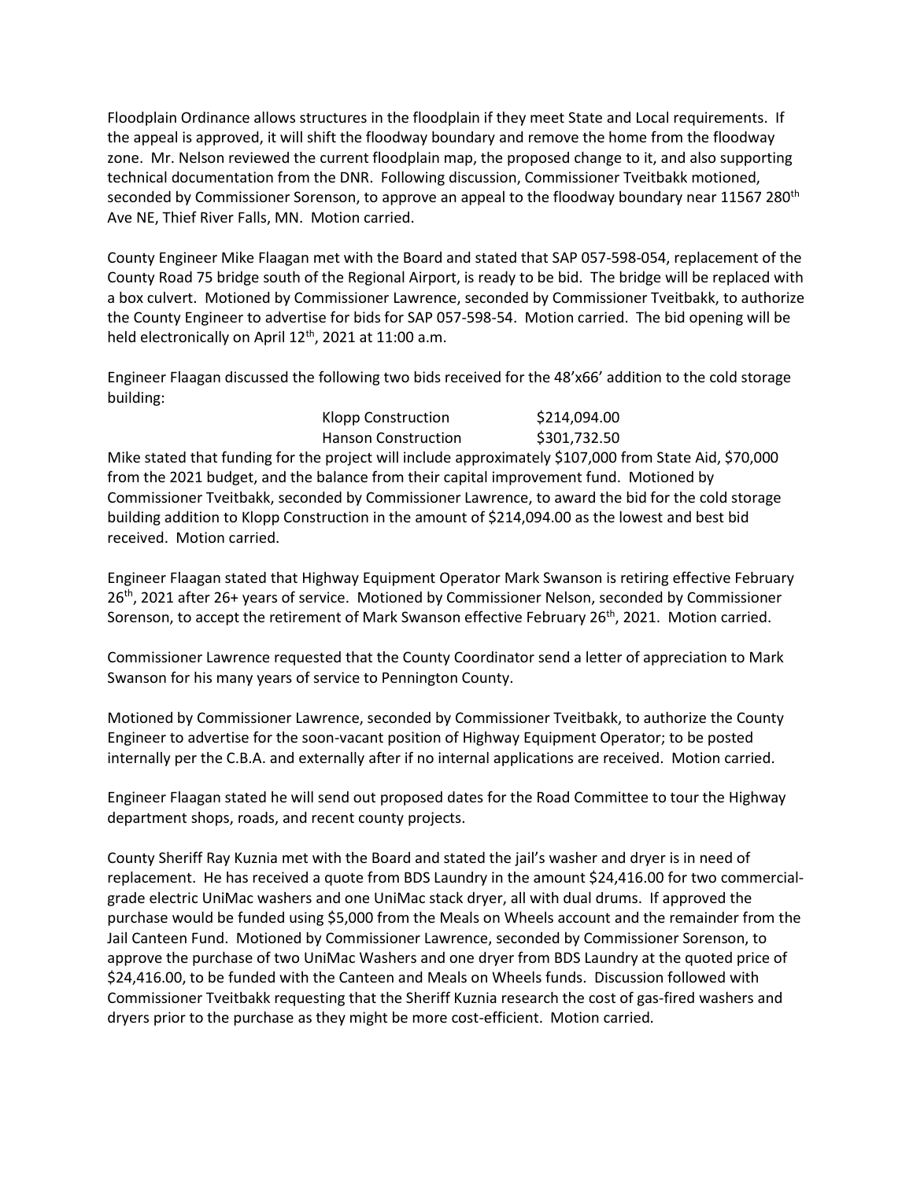Floodplain Ordinance allows structures in the floodplain if they meet State and Local requirements. If the appeal is approved, it will shift the floodway boundary and remove the home from the floodway zone. Mr. Nelson reviewed the current floodplain map, the proposed change to it, and also supporting technical documentation from the DNR. Following discussion, Commissioner Tveitbakk motioned, seconded by Commissioner Sorenson, to approve an appeal to the floodway boundary near 11567 280th Ave NE, Thief River Falls, MN. Motion carried.

County Engineer Mike Flaagan met with the Board and stated that SAP 057-598-054, replacement of the County Road 75 bridge south of the Regional Airport, is ready to be bid. The bridge will be replaced with a box culvert. Motioned by Commissioner Lawrence, seconded by Commissioner Tveitbakk, to authorize the County Engineer to advertise for bids for SAP 057-598-54. Motion carried. The bid opening will be held electronically on April 12th, 2021 at 11:00 a.m.

Engineer Flaagan discussed the following two bids received for the 48'x66' addition to the cold storage building:

| | |
|---|---|
| Klopp Construction | $214,094.00 |
| Hanson Construction | $301,732.50 |

Mike stated that funding for the project will include approximately $107,000 from State Aid, $70,000 from the 2021 budget, and the balance from their capital improvement fund. Motioned by Commissioner Tveitbakk, seconded by Commissioner Lawrence, to award the bid for the cold storage building addition to Klopp Construction in the amount of $214,094.00 as the lowest and best bid received. Motion carried.

Engineer Flaagan stated that Highway Equipment Operator Mark Swanson is retiring effective February 26th, 2021 after 26+ years of service. Motioned by Commissioner Nelson, seconded by Commissioner Sorenson, to accept the retirement of Mark Swanson effective February 26th, 2021. Motion carried.

Commissioner Lawrence requested that the County Coordinator send a letter of appreciation to Mark Swanson for his many years of service to Pennington County.

Motioned by Commissioner Lawrence, seconded by Commissioner Tveitbakk, to authorize the County Engineer to advertise for the soon-vacant position of Highway Equipment Operator; to be posted internally per the C.B.A. and externally after if no internal applications are received. Motion carried.

Engineer Flaagan stated he will send out proposed dates for the Road Committee to tour the Highway department shops, roads, and recent county projects.

County Sheriff Ray Kuznia met with the Board and stated the jail's washer and dryer is in need of replacement. He has received a quote from BDS Laundry in the amount $24,416.00 for two commercial-grade electric UniMac washers and one UniMac stack dryer, all with dual drums. If approved the purchase would be funded using $5,000 from the Meals on Wheels account and the remainder from the Jail Canteen Fund. Motioned by Commissioner Lawrence, seconded by Commissioner Sorenson, to approve the purchase of two UniMac Washers and one dryer from BDS Laundry at the quoted price of $24,416.00, to be funded with the Canteen and Meals on Wheels funds. Discussion followed with Commissioner Tveitbakk requesting that the Sheriff Kuznia research the cost of gas-fired washers and dryers prior to the purchase as they might be more cost-efficient. Motion carried.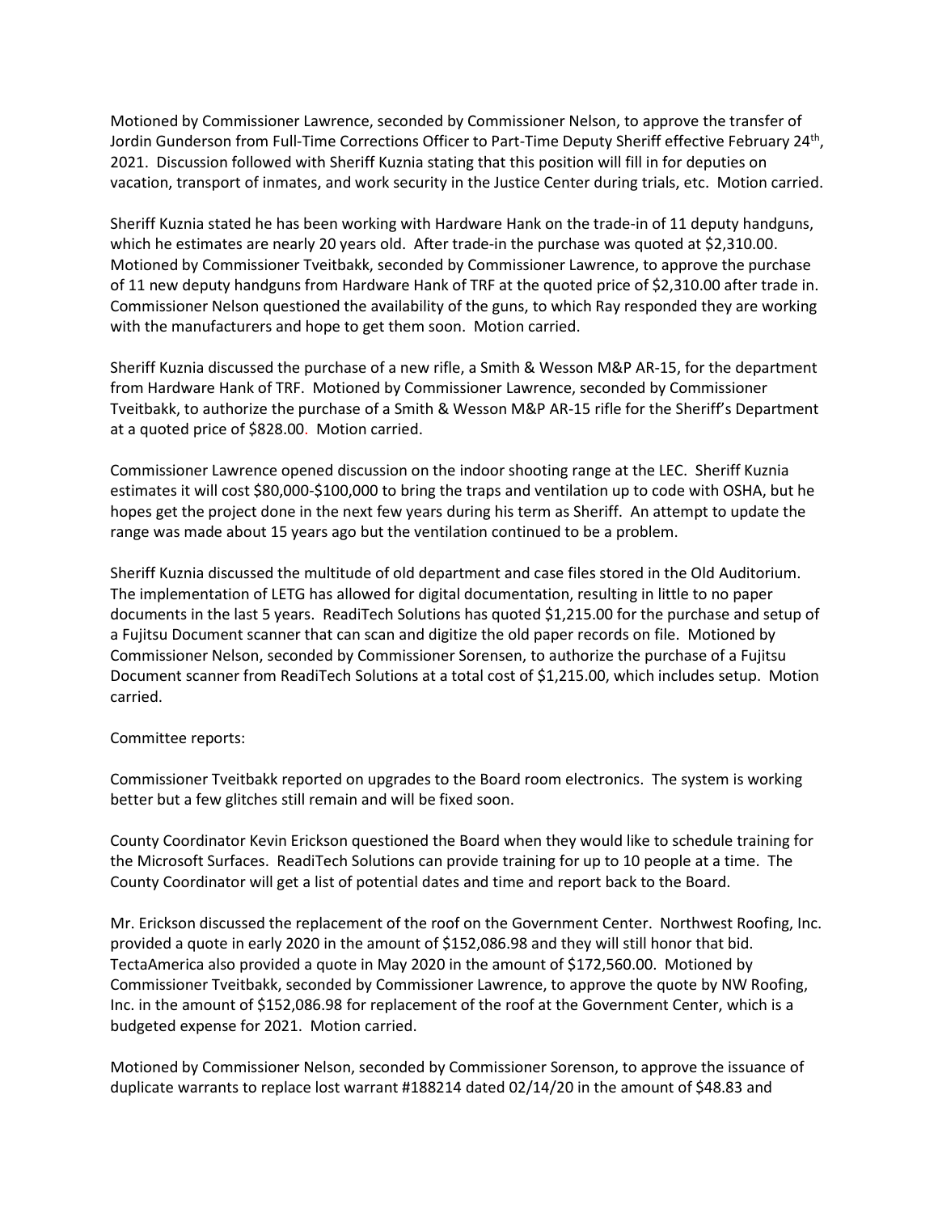Motioned by Commissioner Lawrence, seconded by Commissioner Nelson, to approve the transfer of Jordin Gunderson from Full-Time Corrections Officer to Part-Time Deputy Sheriff effective February 24th, 2021. Discussion followed with Sheriff Kuznia stating that this position will fill in for deputies on vacation, transport of inmates, and work security in the Justice Center during trials, etc. Motion carried.

Sheriff Kuznia stated he has been working with Hardware Hank on the trade-in of 11 deputy handguns, which he estimates are nearly 20 years old. After trade-in the purchase was quoted at $2,310.00. Motioned by Commissioner Tveitbakk, seconded by Commissioner Lawrence, to approve the purchase of 11 new deputy handguns from Hardware Hank of TRF at the quoted price of $2,310.00 after trade in. Commissioner Nelson questioned the availability of the guns, to which Ray responded they are working with the manufacturers and hope to get them soon. Motion carried.

Sheriff Kuznia discussed the purchase of a new rifle, a Smith & Wesson M&P AR-15, for the department from Hardware Hank of TRF. Motioned by Commissioner Lawrence, seconded by Commissioner Tveitbakk, to authorize the purchase of a Smith & Wesson M&P AR-15 rifle for the Sheriff's Department at a quoted price of $828.00. Motion carried.

Commissioner Lawrence opened discussion on the indoor shooting range at the LEC. Sheriff Kuznia estimates it will cost $80,000-$100,000 to bring the traps and ventilation up to code with OSHA, but he hopes get the project done in the next few years during his term as Sheriff. An attempt to update the range was made about 15 years ago but the ventilation continued to be a problem.

Sheriff Kuznia discussed the multitude of old department and case files stored in the Old Auditorium. The implementation of LETG has allowed for digital documentation, resulting in little to no paper documents in the last 5 years. ReadiTech Solutions has quoted $1,215.00 for the purchase and setup of a Fujitsu Document scanner that can scan and digitize the old paper records on file. Motioned by Commissioner Nelson, seconded by Commissioner Sorensen, to authorize the purchase of a Fujitsu Document scanner from ReadiTech Solutions at a total cost of $1,215.00, which includes setup. Motion carried.

Committee reports:

Commissioner Tveitbakk reported on upgrades to the Board room electronics. The system is working better but a few glitches still remain and will be fixed soon.

County Coordinator Kevin Erickson questioned the Board when they would like to schedule training for the Microsoft Surfaces. ReadiTech Solutions can provide training for up to 10 people at a time. The County Coordinator will get a list of potential dates and time and report back to the Board.

Mr. Erickson discussed the replacement of the roof on the Government Center. Northwest Roofing, Inc. provided a quote in early 2020 in the amount of $152,086.98 and they will still honor that bid. TectaAmerica also provided a quote in May 2020 in the amount of $172,560.00. Motioned by Commissioner Tveitbakk, seconded by Commissioner Lawrence, to approve the quote by NW Roofing, Inc. in the amount of $152,086.98 for replacement of the roof at the Government Center, which is a budgeted expense for 2021. Motion carried.

Motioned by Commissioner Nelson, seconded by Commissioner Sorenson, to approve the issuance of duplicate warrants to replace lost warrant #188214 dated 02/14/20 in the amount of $48.83 and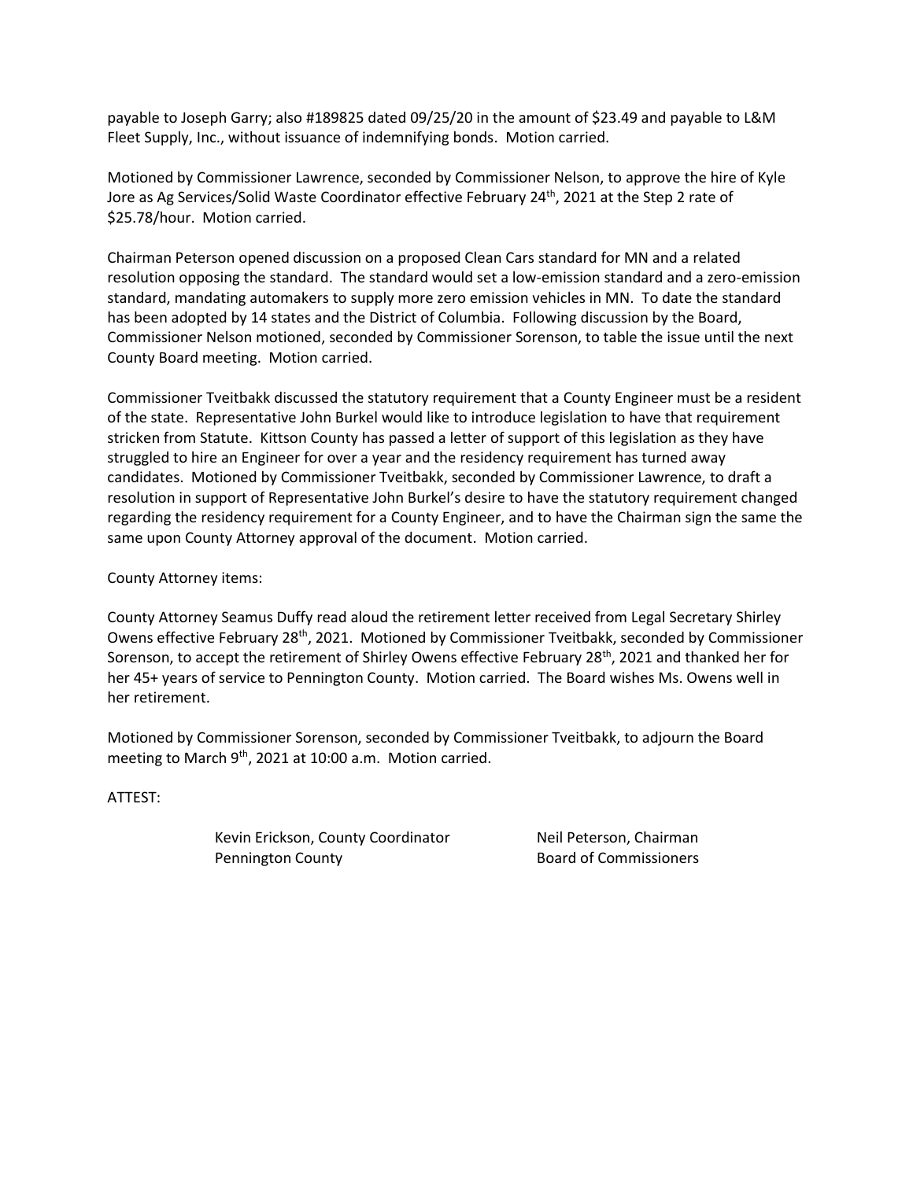payable to Joseph Garry; also #189825 dated 09/25/20 in the amount of $23.49 and payable to L&M Fleet Supply, Inc., without issuance of indemnifying bonds. Motion carried.

Motioned by Commissioner Lawrence, seconded by Commissioner Nelson, to approve the hire of Kyle Jore as Ag Services/Solid Waste Coordinator effective February 24th, 2021 at the Step 2 rate of $25.78/hour. Motion carried.

Chairman Peterson opened discussion on a proposed Clean Cars standard for MN and a related resolution opposing the standard. The standard would set a low-emission standard and a zero-emission standard, mandating automakers to supply more zero emission vehicles in MN. To date the standard has been adopted by 14 states and the District of Columbia. Following discussion by the Board, Commissioner Nelson motioned, seconded by Commissioner Sorenson, to table the issue until the next County Board meeting. Motion carried.

Commissioner Tveitbakk discussed the statutory requirement that a County Engineer must be a resident of the state. Representative John Burkel would like to introduce legislation to have that requirement stricken from Statute. Kittson County has passed a letter of support of this legislation as they have struggled to hire an Engineer for over a year and the residency requirement has turned away candidates. Motioned by Commissioner Tveitbakk, seconded by Commissioner Lawrence, to draft a resolution in support of Representative John Burkel's desire to have the statutory requirement changed regarding the residency requirement for a County Engineer, and to have the Chairman sign the same the same upon County Attorney approval of the document. Motion carried.

County Attorney items:

County Attorney Seamus Duffy read aloud the retirement letter received from Legal Secretary Shirley Owens effective February 28th, 2021. Motioned by Commissioner Tveitbakk, seconded by Commissioner Sorenson, to accept the retirement of Shirley Owens effective February 28th, 2021 and thanked her for her 45+ years of service to Pennington County. Motion carried. The Board wishes Ms. Owens well in her retirement.

Motioned by Commissioner Sorenson, seconded by Commissioner Tveitbakk, to adjourn the Board meeting to March 9th, 2021 at 10:00 a.m. Motion carried.

ATTEST:

Kevin Erickson, County Coordinator
Pennington County

Neil Peterson, Chairman
Board of Commissioners